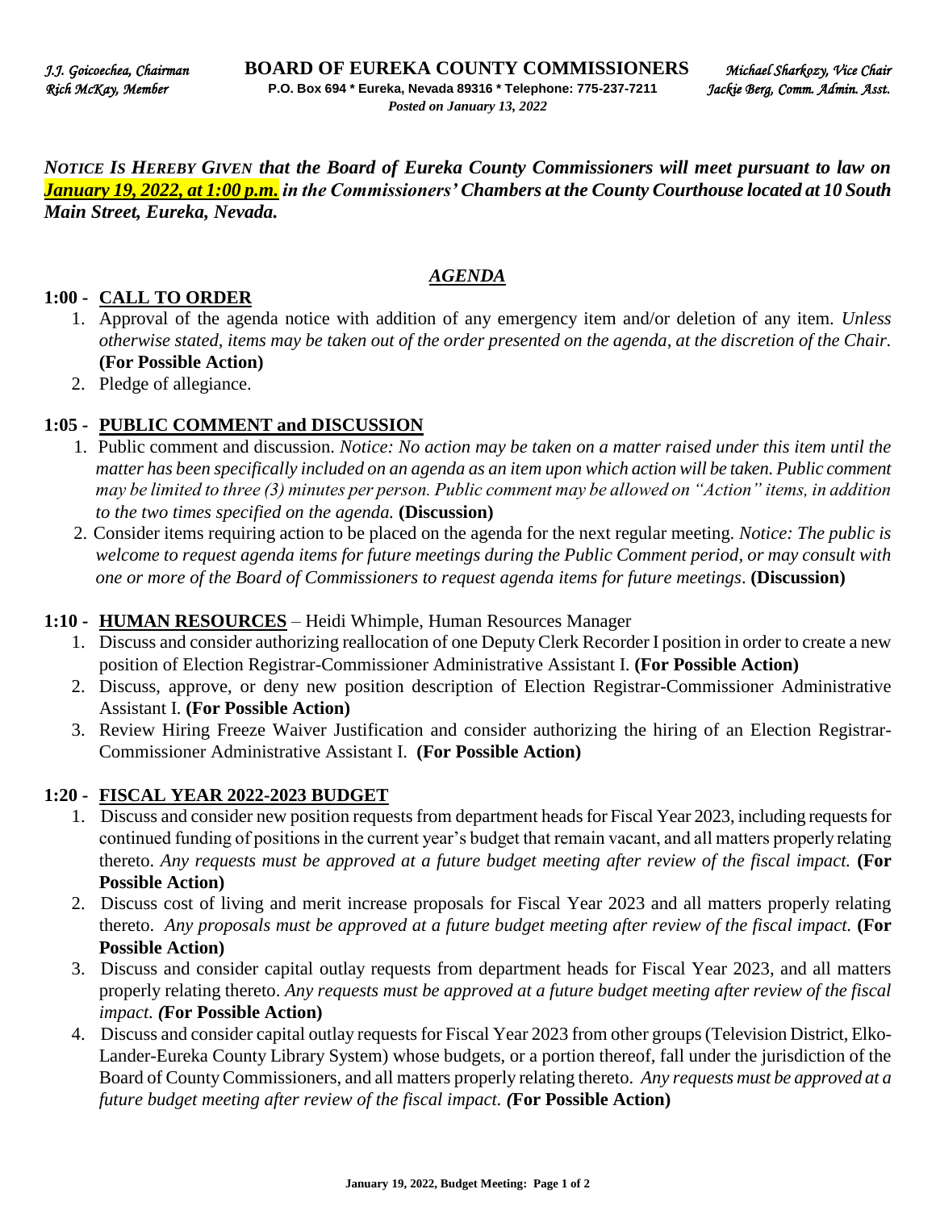*J.J. Goicoechea, Chairman* **BOARD OF EUREKA COUNTY COMMISSIONERS** *Michael Sharkozy, Vice Chair*
*Rich McKay, Member* **P.O. Box 694 * Eureka, Nevada 89316 * Telephone: 775-237-7211** *Jackie Berg, Comm. Admin. Asst.*
***Posted on January 13, 2022***

***NOTICE IS HEREBY GIVEN that the Board of Eureka County Commissioners will meet pursuant to law on January 19, 2022, at 1:00 p.m. in the Commissioners' Chambers at the County Courthouse located at 10 South Main Street, Eureka, Nevada.***

## ***AGENDA***

### 1:00 - CALL TO ORDER

1. Approval of the agenda notice with addition of any emergency item and/or deletion of any item. *Unless otherwise stated, items may be taken out of the order presented on the agenda, at the discretion of the Chair.* **(For Possible Action)**
2. Pledge of allegiance.

### 1:05 - PUBLIC COMMENT and DISCUSSION

1. Public comment and discussion. *Notice: No action may be taken on a matter raised under this item until the matter has been specifically included on an agenda as an item upon which action will be taken. Public comment may be limited to three (3) minutes per person. Public comment may be allowed on "Action" items, in addition to the two times specified on the agenda.* **(Discussion)**
2. Consider items requiring action to be placed on the agenda for the next regular meeting. *Notice: The public is welcome to request agenda items for future meetings during the Public Comment period, or may consult with one or more of the Board of Commissioners to request agenda items for future meetings*. **(Discussion)**

### 1:10 - HUMAN RESOURCES – Heidi Whimple, Human Resources Manager

1. Discuss and consider authorizing reallocation of one Deputy Clerk Recorder I position in order to create a new position of Election Registrar-Commissioner Administrative Assistant I. **(For Possible Action)**
2. Discuss, approve, or deny new position description of Election Registrar-Commissioner Administrative Assistant I. **(For Possible Action)**
3. Review Hiring Freeze Waiver Justification and consider authorizing the hiring of an Election Registrar-Commissioner Administrative Assistant I. **(For Possible Action)**

### 1:20 - FISCAL YEAR 2022-2023 BUDGET

1. Discuss and consider new position requests from department heads for Fiscal Year 2023, including requests for continued funding of positions in the current year's budget that remain vacant, and all matters properly relating thereto. *Any requests must be approved at a future budget meeting after review of the fiscal impact.* **(For Possible Action)**
2. Discuss cost of living and merit increase proposals for Fiscal Year 2023 and all matters properly relating thereto. *Any proposals must be approved at a future budget meeting after review of the fiscal impact.* **(For Possible Action)**
3. Discuss and consider capital outlay requests from department heads for Fiscal Year 2023, and all matters properly relating thereto. *Any requests must be approved at a future budget meeting after review of the fiscal impact. (***For Possible Action)**
4. Discuss and consider capital outlay requests for Fiscal Year 2023 from other groups (Television District, Elko-Lander-Eureka County Library System) whose budgets, or a portion thereof, fall under the jurisdiction of the Board of County Commissioners, and all matters properly relating thereto. *Any requests must be approved at a future budget meeting after review of the fiscal impact. (***For Possible Action)**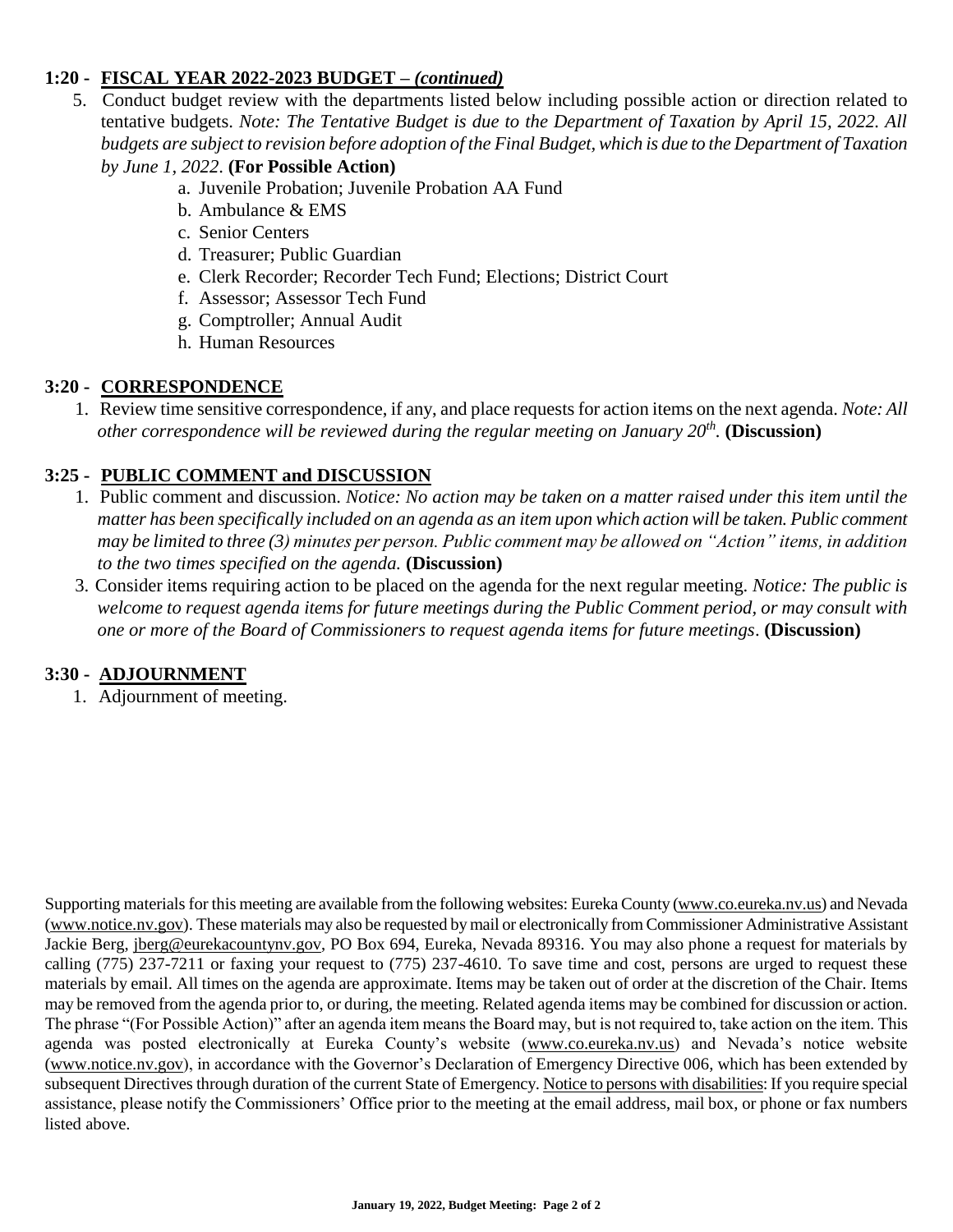## 1:20 - FISCAL YEAR 2022-2023 BUDGET – *(continued)*

5. Conduct budget review with the departments listed below including possible action or direction related to tentative budgets. *Note: The Tentative Budget is due to the Department of Taxation by April 15, 2022. All budgets are subject to revision before adoption of the Final Budget, which is due to the Department of Taxation by June 1, 2022.* **(For Possible Action)**
   - a. Juvenile Probation; Juvenile Probation AA Fund
   - b. Ambulance & EMS
   - c. Senior Centers
   - d. Treasurer; Public Guardian
   - e. Clerk Recorder; Recorder Tech Fund; Elections; District Court
   - f. Assessor; Assessor Tech Fund
   - g. Comptroller; Annual Audit
   - h. Human Resources

## 3:20 - CORRESPONDENCE

1. Review time sensitive correspondence, if any, and place requests for action items on the next agenda. *Note: All other correspondence will be reviewed during the regular meeting on January 20th.* **(Discussion)**

## 3:25 - PUBLIC COMMENT and DISCUSSION

1. Public comment and discussion. *Notice: No action may be taken on a matter raised under this item until the matter has been specifically included on an agenda as an item upon which action will be taken. Public comment may be limited to three (3) minutes per person. Public comment may be allowed on "Action" items, in addition to the two times specified on the agenda.* **(Discussion)**

3. Consider items requiring action to be placed on the agenda for the next regular meeting. *Notice: The public is welcome to request agenda items for future meetings during the Public Comment period, or may consult with one or more of the Board of Commissioners to request agenda items for future meetings*. **(Discussion)**

## 3:30 - ADJOURNMENT

1. Adjournment of meeting.

Supporting materials for this meeting are available from the following websites: Eureka County (www.co.eureka.nv.us) and Nevada (www.notice.nv.gov). These materials may also be requested by mail or electronically from Commissioner Administrative Assistant Jackie Berg, jberg@eurekacountynv.gov, PO Box 694, Eureka, Nevada 89316. You may also phone a request for materials by calling (775) 237-7211 or faxing your request to (775) 237-4610. To save time and cost, persons are urged to request these materials by email. All times on the agenda are approximate. Items may be taken out of order at the discretion of the Chair. Items may be removed from the agenda prior to, or during, the meeting. Related agenda items may be combined for discussion or action. The phrase "(For Possible Action)" after an agenda item means the Board may, but is not required to, take action on the item. This agenda was posted electronically at Eureka County's website (www.co.eureka.nv.us) and Nevada's notice website (www.notice.nv.gov), in accordance with the Governor's Declaration of Emergency Directive 006, which has been extended by subsequent Directives through duration of the current State of Emergency. Notice to persons with disabilities: If you require special assistance, please notify the Commissioners' Office prior to the meeting at the email address, mail box, or phone or fax numbers listed above.